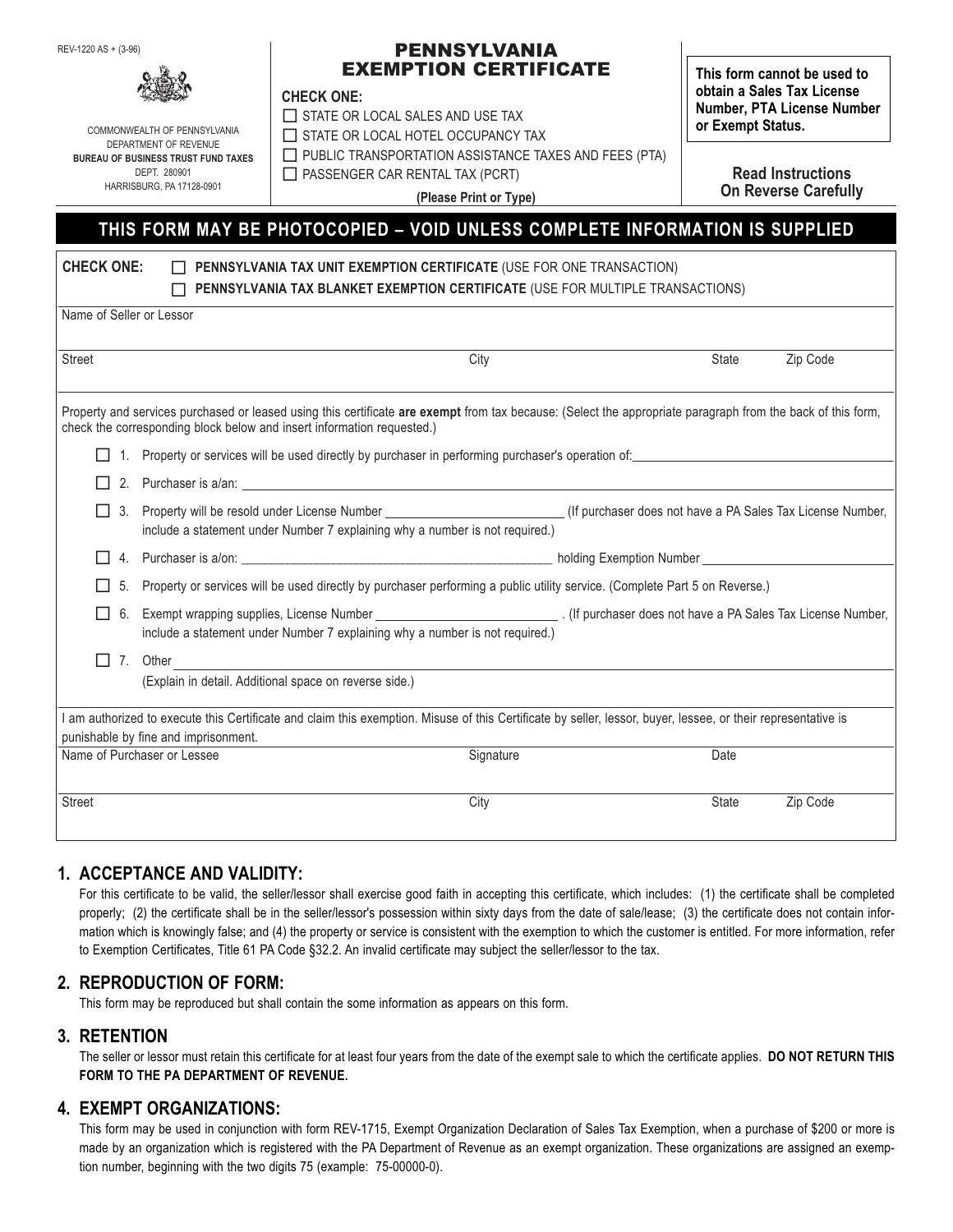REV-1220 AS + (3-96)

COMMONWEALTH OF PENNSYLVANIA
DEPARTMENT OF REVENUE
**BUREAU OF BUSINESS TRUST FUND TAXES**
DEPT. 280901
HARRISBURG, PA 17128-0901

# PENNSYLVANIA EXEMPTION CERTIFICATE

**CHECK ONE:**

☐ STATE OR LOCAL SALES AND USE TAX
☐ STATE OR LOCAL HOTEL OCCUPANCY TAX
☐ PUBLIC TRANSPORTATION ASSISTANCE TAXES AND FEES (PTA)
☐ PASSENGER CAR RENTAL TAX (PCRT)

**(Please Print or Type)**

**This form cannot be used to obtain a Sales Tax License Number, PTA License Number or Exempt Status.**

**Read Instructions On Reverse Carefully**

## THIS FORM MAY BE PHOTOCOPIED – VOID UNLESS COMPLETE INFORMATION IS SUPPLIED

**CHECK ONE:**
☐ **PENNSYLVANIA TAX UNIT EXEMPTION CERTIFICATE** (USE FOR ONE TRANSACTION)
☐ **PENNSYLVANIA TAX BLANKET EXEMPTION CERTIFICATE** (USE FOR MULTIPLE TRANSACTIONS)

Name of Seller or Lessor

| Street | City | State | Zip Code |
|---|---|---|---|
| | | | |

Property and services purchased or leased using this certificate **are exempt** from tax because: (Select the appropriate paragraph from the back of this form, check the corresponding block below and insert information requested.)

☐ 1. Property or services will be used directly by purchaser in performing purchaser's operation of: ____________________

☐ 2. Purchaser is a/an: ____________________

☐ 3. Property will be resold under License Number ____________________ (If purchaser does not have a PA Sales Tax License Number, include a statement under Number 7 explaining why a number is not required.)

☐ 4. Purchaser is a/on: ____________________ holding Exemption Number ____________________

☐ 5. Property or services will be used directly by purchaser performing a public utility service. (Complete Part 5 on Reverse.)

☐ 6. Exempt wrapping supplies, License Number ____________________ . (If purchaser does not have a PA Sales Tax License Number, include a statement under Number 7 explaining why a number is not required.)

☐ 7. Other ____________________
(Explain in detail. Additional space on reverse side.)

I am authorized to execute this Certificate and claim this exemption. Misuse of this Certificate by seller, lessor, buyer, lessee, or their representative is punishable by fine and imprisonment.

| Name of Purchaser or Lessee | Signature | Date | |
|---|---|---|---|
| | | | |
| **Street** | **City** | **State** | **Zip Code** |
| | | | |

## 1. ACCEPTANCE AND VALIDITY:

For this certificate to be valid, the seller/lessor shall exercise good faith in accepting this certificate, which includes: (1) the certificate shall be completed properly; (2) the certificate shall be in the seller/lessor's possession within sixty days from the date of sale/lease; (3) the certificate does not contain information which is knowingly false; and (4) the property or service is consistent with the exemption to which the customer is entitled. For more information, refer to Exemption Certificates, Title 61 PA Code §32.2. An invalid certificate may subject the seller/lessor to the tax.

## 2. REPRODUCTION OF FORM:

This form may be reproduced but shall contain the some information as appears on this form.

## 3. RETENTION

The seller or lessor must retain this certificate for at least four years from the date of the exempt sale to which the certificate applies. **DO NOT RETURN THIS FORM TO THE PA DEPARTMENT OF REVENUE.**

## 4. EXEMPT ORGANIZATIONS:

This form may be used in conjunction with form REV-1715, Exempt Organization Declaration of Sales Tax Exemption, when a purchase of $200 or more is made by an organization which is registered with the PA Department of Revenue as an exempt organization. These organizations are assigned an exemption number, beginning with the two digits 75 (example: 75-00000-0).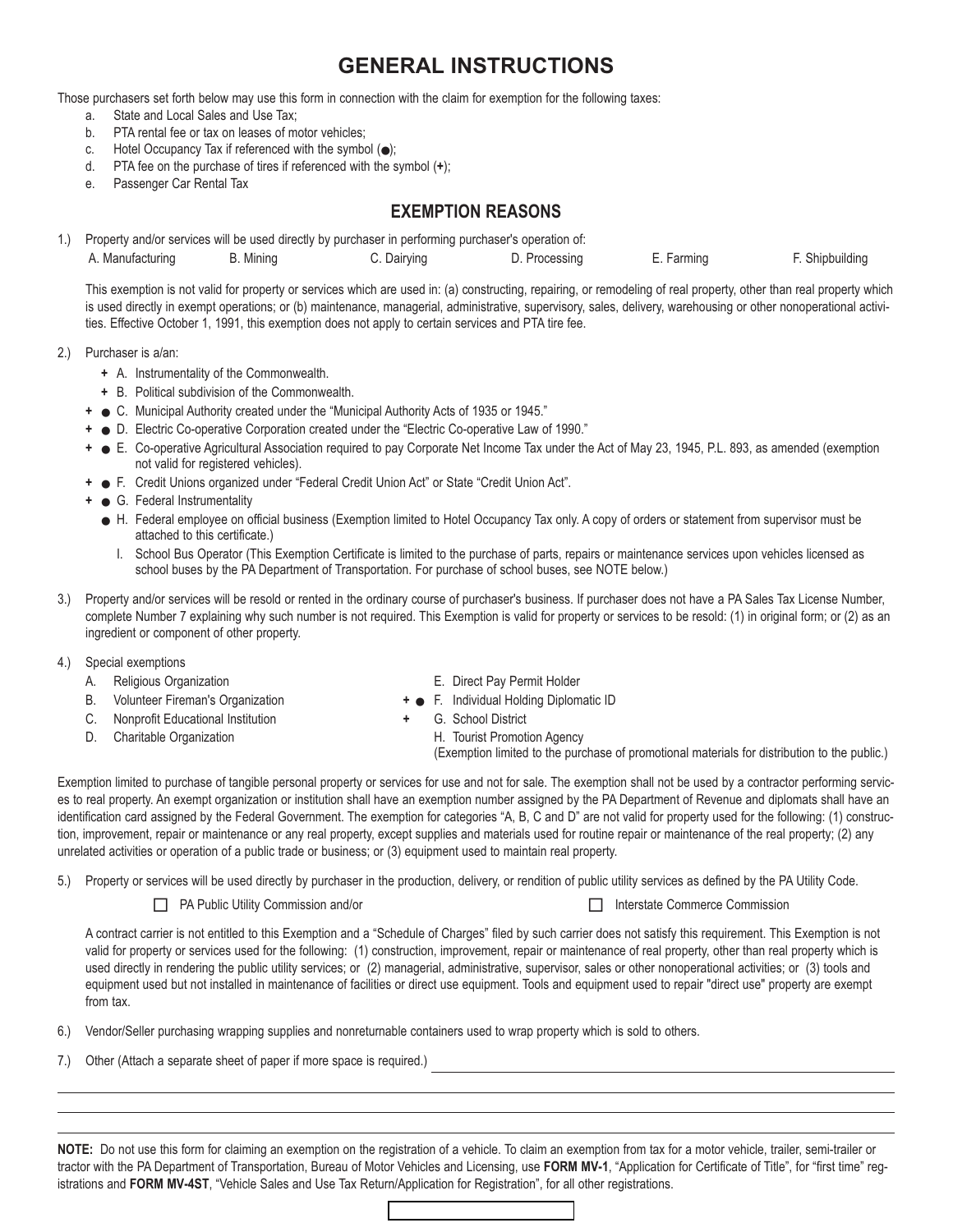# GENERAL INSTRUCTIONS

Those purchasers set forth below may use this form in connection with the claim for exemption for the following taxes:

a. State and Local Sales and Use Tax;
b. PTA rental fee or tax on leases of motor vehicles;
c. Hotel Occupancy Tax if referenced with the symbol (●);
d. PTA fee on the purchase of tires if referenced with the symbol (+);
e. Passenger Car Rental Tax

## EXEMPTION REASONS

1.) Property and/or services will be used directly by purchaser in performing purchaser's operation of:

A. Manufacturing B. Mining C. Dairying D. Processing E. Farming F. Shipbuilding

This exemption is not valid for property or services which are used in: (a) constructing, repairing, or remodeling of real property, other than real property which is used directly in exempt operations; or (b) maintenance, managerial, administrative, supervisory, sales, delivery, warehousing or other nonoperational activities. Effective October 1, 1991, this exemption does not apply to certain services and PTA tire fee.

2.) Purchaser is a/an:

+ A. Instrumentality of the Commonwealth.
+ B. Political subdivision of the Commonwealth.
+ ● C. Municipal Authority created under the "Municipal Authority Acts of 1935 or 1945."
+ ● D. Electric Co-operative Corporation created under the "Electric Co-operative Law of 1990."
+ ● E. Co-operative Agricultural Association required to pay Corporate Net Income Tax under the Act of May 23, 1945, P.L. 893, as amended (exemption not valid for registered vehicles).
+ ● F. Credit Unions organized under "Federal Credit Union Act" or State "Credit Union Act".
+ ● G. Federal Instrumentality
● H. Federal employee on official business (Exemption limited to Hotel Occupancy Tax only. A copy of orders or statement from supervisor must be attached to this certificate.)
I. School Bus Operator (This Exemption Certificate is limited to the purchase of parts, repairs or maintenance services upon vehicles licensed as school buses by the PA Department of Transportation. For purchase of school buses, see NOTE below.)

3.) Property and/or services will be resold or rented in the ordinary course of purchaser's business. If purchaser does not have a PA Sales Tax License Number, complete Number 7 explaining why such number is not required. This Exemption is valid for property or services to be resold: (1) in original form; or (2) as an ingredient or component of other property.

4.) Special exemptions

A. Religious Organization
B. Volunteer Fireman's Organization
C. Nonprofit Educational Institution
D. Charitable Organization
E. Direct Pay Permit Holder
+ ● F. Individual Holding Diplomatic ID
+ G. School District
H. Tourist Promotion Agency (Exemption limited to the purchase of promotional materials for distribution to the public.)

Exemption limited to purchase of tangible personal property or services for use and not for sale. The exemption shall not be used by a contractor performing services to real property. An exempt organization or institution shall have an exemption number assigned by the PA Department of Revenue and diplomats shall have an identification card assigned by the Federal Government. The exemption for categories "A, B, C and D" are not valid for property used for the following: (1) construction, improvement, repair or maintenance or any real property, except supplies and materials used for routine repair or maintenance of the real property; (2) any unrelated activities or operation of a public trade or business; or (3) equipment used to maintain real property.

5.) Property or services will be used directly by purchaser in the production, delivery, or rendition of public utility services as defined by the PA Utility Code.

☐ PA Public Utility Commission and/or ☐ Interstate Commerce Commission

A contract carrier is not entitled to this Exemption and a "Schedule of Charges" filed by such carrier does not satisfy this requirement. This Exemption is not valid for property or services used for the following: (1) construction, improvement, repair or maintenance of real property, other than real property which is used directly in rendering the public utility services; or (2) managerial, administrative, supervisor, sales or other nonoperational activities; or (3) tools and equipment used but not installed in maintenance of facilities or direct use equipment. Tools and equipment used to repair "direct use" property are exempt from tax.

6.) Vendor/Seller purchasing wrapping supplies and nonreturnable containers used to wrap property which is sold to others.

7.) Other (Attach a separate sheet of paper if more space is required.) ______________________

**NOTE:** Do not use this form for claiming an exemption on the registration of a vehicle. To claim an exemption from tax for a motor vehicle, trailer, semi-trailer or tractor with the PA Department of Transportation, Bureau of Motor Vehicles and Licensing, use **FORM MV-1**, "Application for Certificate of Title", for "first time" registrations and **FORM MV-4ST**, "Vehicle Sales and Use Tax Return/Application for Registration", for all other registrations.